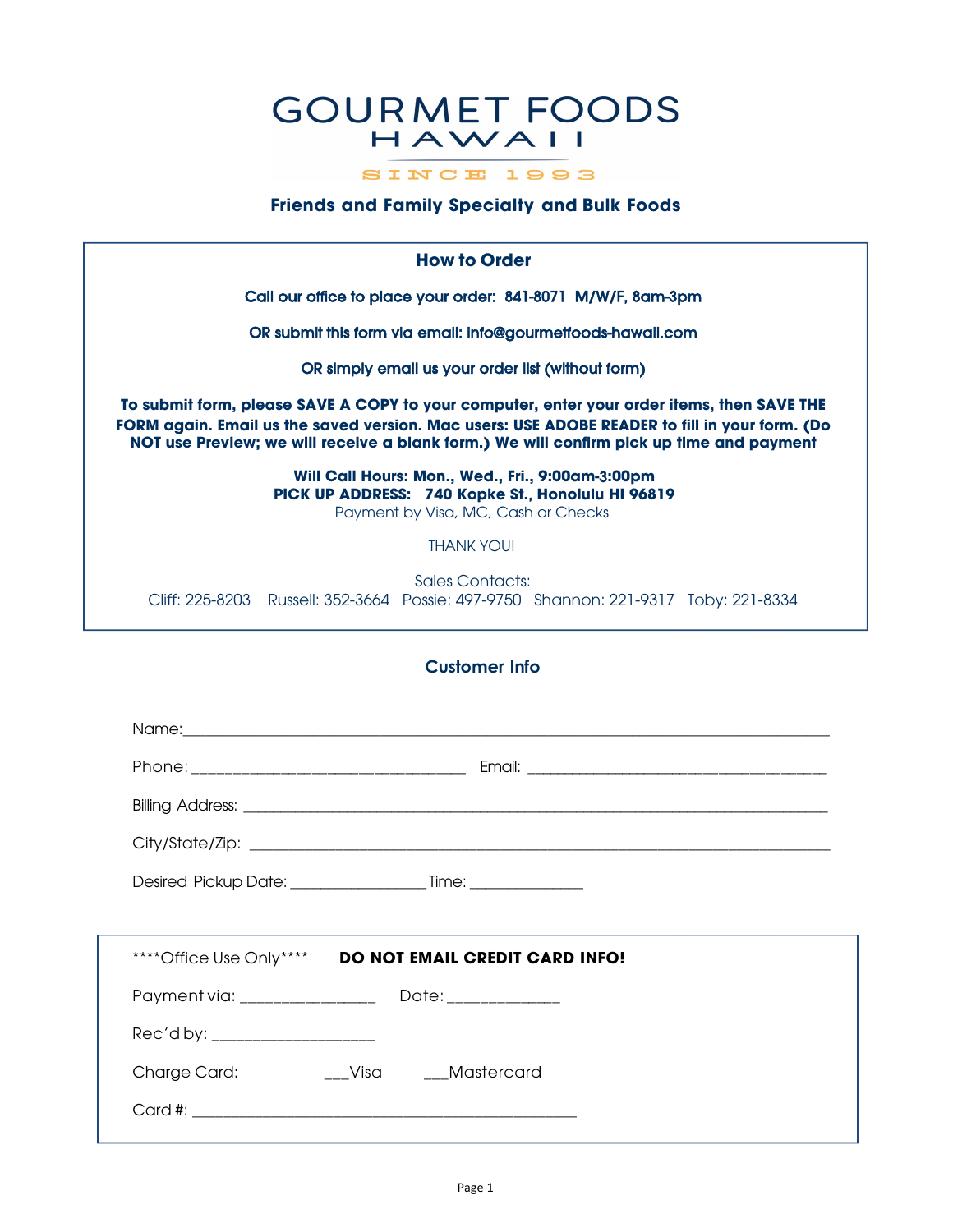# GOURMET FOODS HAWAII

SINCE 1993

## Friends and Family Specialty and Bulk Foods

### How to Order

**Call our office to place your order: 841-8071 M/W/F, 8am-3pm**

**OR submit this form via email: info@gourmetfoods-hawaii.com**

**OR simply email us your order list (without form)**

**To submit form, please SAVE A COPY to your computer, enter your order items, then SAVE THE FORM again. Email us the saved version. Mac users: USE ADOBE READER to fill in your form. (Do NOT use Preview; we will receive a blank form.) We will confirm pick up time and payment**

**Will Call Hours: Mon., Wed., Fri., 9:00am-3:00pm**
**PICK UP ADDRESS: 740 Kopke St., Honolulu HI 96819**
Payment by Visa, MC, Cash or Checks

THANK YOU!

Sales Contacts:
Cliff: 225-8203 Russell: 352-3664 Possie: 497-9750 Shannon: 221-9317 Toby: 221-8334

### Customer Info

Name:______________________________________________________________________

Phone: ______________________________ Email: ________________________________

Billing Address: ______________________________________________________________

City/State/Zip: _______________________________________________________________

Desired Pickup Date: _______________ Time: ____________

****Office Use Only**** **DO NOT EMAIL CREDIT CARD INFO!**

Payment via: ______________ Date: ____________

Rec'd by: _________________

Charge Card: ___Visa ___Mastercard

Card #: __________________________________________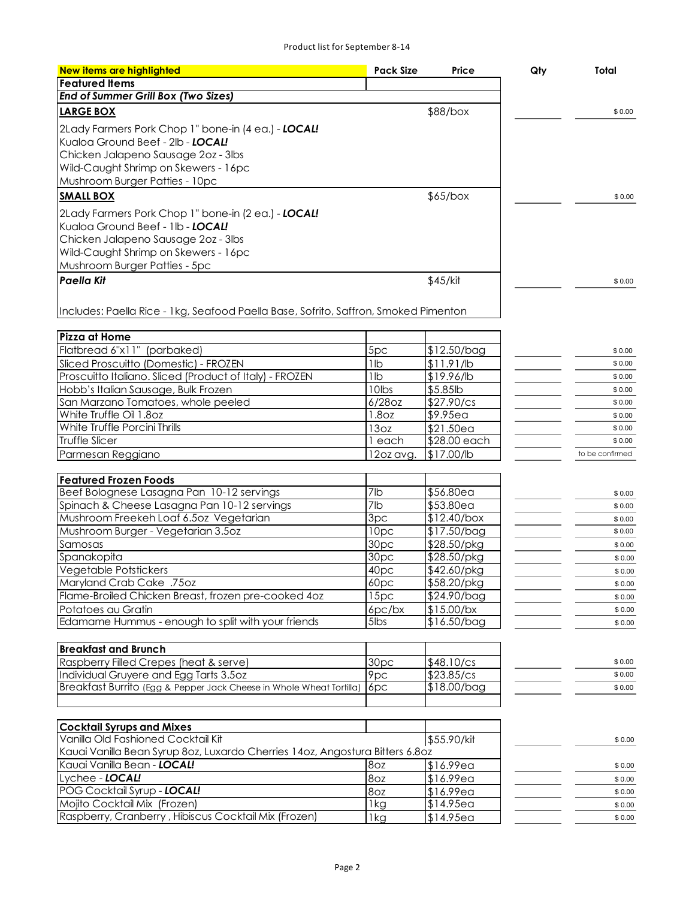Product list for September 8-14

| New items are highlighted | Pack Size | Price | Qty | Total |
|---|---|---|---|---|
| **Featured Items** | | | | |
| ***End of Summer Grill Box (Two Sizes)*** | | | | |
| **LARGE BOX** | | $88/box | | $ 0.00 |
| 2Lady Farmers Pork Chop 1" bone-in (4 ea.) - ***LOCAL!*** | | | | |
| Kualoa Ground Beef - 2lb - ***LOCAL!*** | | | | |
| Chicken Jalapeno Sausage 2oz - 3lbs | | | | |
| Wild-Caught Shrimp on Skewers - 16pc | | | | |
| Mushroom Burger Patties - 10pc | | | | |
| **SMALL BOX** | | $65/box | | $ 0.00 |
| 2Lady Farmers Pork Chop 1" bone-in (2 ea.) - ***LOCAL!*** | | | | |
| Kualoa Ground Beef - 1lb - ***LOCAL!*** | | | | |
| Chicken Jalapeno Sausage 2oz - 3lbs | | | | |
| Wild-Caught Shrimp on Skewers - 16pc | | | | |
| Mushroom Burger Patties - 5pc | | | | |
| ***Paella Kit*** | | $45/kit | | $ 0.00 |
| Includes: Paella Rice - 1kg, Seafood Paella Base, Sofrito, Saffron, Smoked Pimenton | | | | |

| **Pizza at Home** | | | | |
|---|---|---|---|---|
| Flatbread 6"x11" (parbaked) | 5pc | $12.50/bag | | $ 0.00 |
| Sliced Proscuitto (Domestic) - FROZEN | 1lb | $11.91/lb | | $ 0.00 |
| Proscuitto Italiano. Sliced (Product of Italy) - FROZEN | 1lb | $19.96/lb | | $ 0.00 |
| Hobb's Italian Sausage, Bulk Frozen | 10lbs | $5.85lb | | $ 0.00 |
| San Marzano Tomatoes, whole peeled | 6/28oz | $27.90/cs | | $ 0.00 |
| White Truffle Oil 1.8oz | 1.8oz | $9.95ea | | $ 0.00 |
| White Truffle Porcini Thrills | 13oz | $21.50ea | | $ 0.00 |
| Truffle Slicer | 1 each | $28.00 each | | $ 0.00 |
| Parmesan Reggiano | 12oz avg. | $17.00/lb | | to be confirmed |

| **Featured Frozen Foods** | | | | |
|---|---|---|---|---|
| Beef Bolognese Lasagna Pan 10-12 servings | 7lb | $56.80ea | | $ 0.00 |
| Spinach & Cheese Lasagna Pan 10-12 servings | 7lb | $53.80ea | | $ 0.00 |
| Mushroom Freekeh Loaf 6.5oz Vegetarian | 3pc | $12.40/box | | $ 0.00 |
| Mushroom Burger - Vegetarian 3.5oz | 10pc | $17.50/bag | | $ 0.00 |
| Samosas | 30pc | $28.50/pkg | | $ 0.00 |
| Spanakopita | 30pc | $28.50/pkg | | $ 0.00 |
| Vegetable Potstickers | 40pc | $42.60/pkg | | $ 0.00 |
| Maryland Crab Cake .75oz | 60pc | $58.20/pkg | | $ 0.00 |
| Flame-Broiled Chicken Breast, frozen pre-cooked 4oz | 15pc | $24.90/bag | | $ 0.00 |
| Potatoes au Gratin | 6pc/bx | $15.00/bx | | $ 0.00 |
| Edamame Hummus - enough to split with your friends | 5lbs | $16.50/bag | | $ 0.00 |

| **Breakfast and Brunch** | | | | |
|---|---|---|---|---|
| Raspberry Filled Crepes (heat & serve) | 30pc | $48.10/cs | | $ 0.00 |
| Individual Gruyere and Egg Tarts 3.5oz | 9pc | $23.85/cs | | $ 0.00 |
| Breakfast Burrito (Egg & Pepper Jack Cheese in Whole Wheat Tortilla) | 6pc | $18.00/bag | | $ 0.00 |

| **Cocktail Syrups and Mixes** | | | | |
|---|---|---|---|---|
| Vanilla Old Fashioned Cocktail Kit | | $55.90/kit | | $ 0.00 |
| Kauai Vanilla Bean Syrup 8oz, Luxardo Cherries 14oz, Angostura Bitters 6.8oz | | | | |
| Kauai Vanilla Bean - ***LOCAL!*** | 8oz | $16.99ea | | $ 0.00 |
| Lychee - ***LOCAL!*** | 8oz | $16.99ea | | $ 0.00 |
| POG Cocktail Syrup - ***LOCAL!*** | 8oz | $16.99ea | | $ 0.00 |
| Mojito Cocktail Mix (Frozen) | 1kg | $14.95ea | | $ 0.00 |
| Raspberry, Cranberry , Hibiscus Cocktail Mix (Frozen) | 1kg | $14.95ea | | $ 0.00 |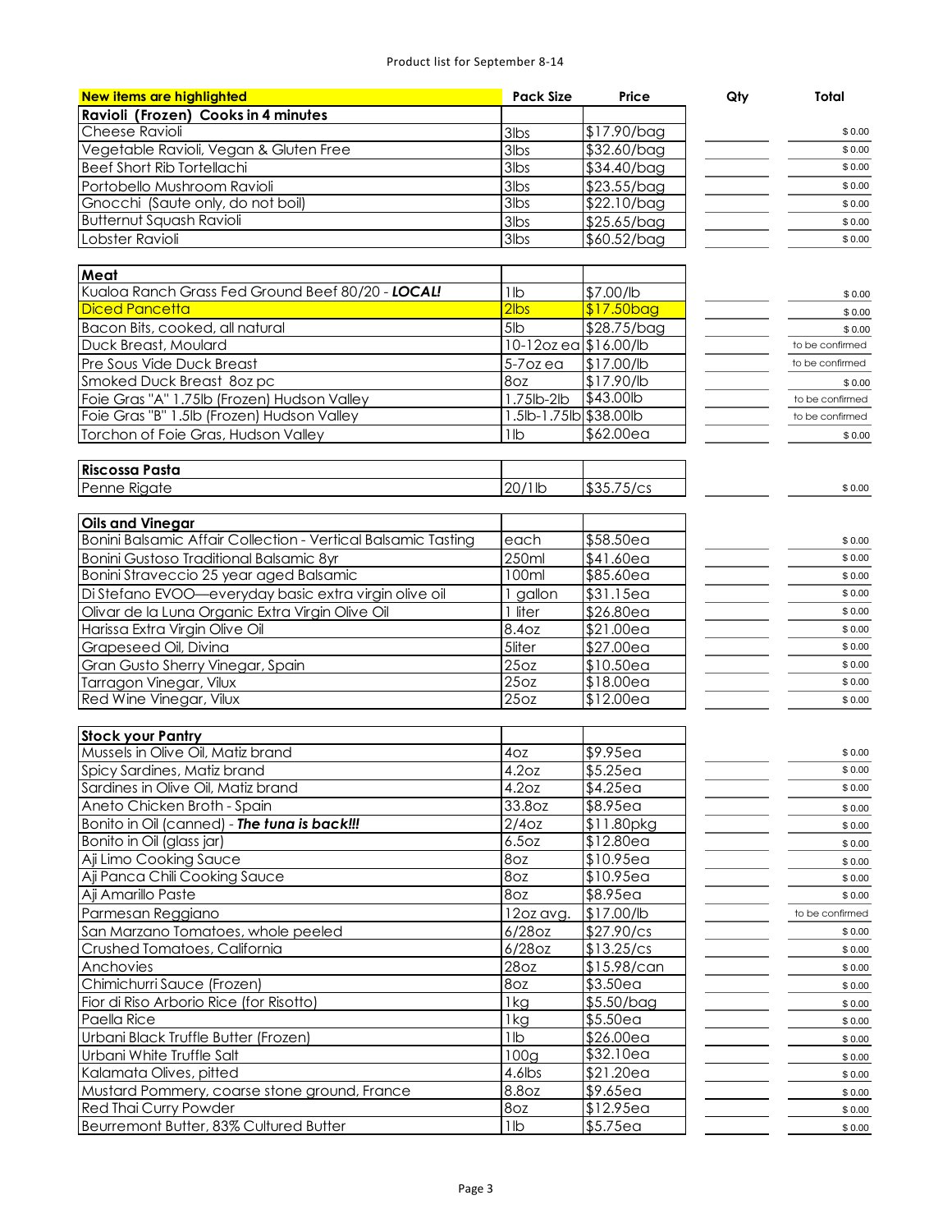Product list for September 8-14

| New items are highlighted | Pack Size | Price | Qty | Total |
|---|---|---|---|---|
| **Ravioli (Frozen) Cooks in 4 minutes** | | | | |
| Cheese Ravioli | 3lbs | $17.90/bag | | $ 0.00 |
| Vegetable Ravioli, Vegan & Gluten Free | 3lbs | $32.60/bag | | $ 0.00 |
| Beef Short Rib Tortellachi | 3lbs | $34.40/bag | | $ 0.00 |
| Portobello Mushroom Ravioli | 3lbs | $23.55/bag | | $ 0.00 |
| Gnocchi (Saute only, do not boil) | 3lbs | $22.10/bag | | $ 0.00 |
| Butternut Squash Ravioli | 3lbs | $25.65/bag | | $ 0.00 |
| Lobster Ravioli | 3lbs | $60.52/bag | | $ 0.00 |
| **Meat** | | | | |
| Kualoa Ranch Grass Fed Ground Beef 80/20 - ***LOCAL!*** | 1lb | $7.00/lb | | $ 0.00 |
| Diced Pancetta | 2lbs | $17.50bag | | $ 0.00 |
| Bacon Bits, cooked, all natural | 5lb | $28.75/bag | | $ 0.00 |
| Duck Breast, Moulard | 10-12oz ea | $16.00/lb | | to be confirmed |
| Pre Sous Vide Duck Breast | 5-7oz ea | $17.00/lb | | to be confirmed |
| Smoked Duck Breast 8oz pc | 8oz | $17.90/lb | | $ 0.00 |
| Foie Gras "A" 1.75lb (Frozen) Hudson Valley | 1.75lb-2lb | $43.00lb | | to be confirmed |
| Foie Gras "B" 1.5lb (Frozen) Hudson Valley | 1.5lb-1.75lb | $38.00lb | | to be confirmed |
| Torchon of Foie Gras, Hudson Valley | 1lb | $62.00ea | | $ 0.00 |
| **Riscossa Pasta** | | | | |
| Penne Rigate | 20/1lb | $35.75/cs | | $ 0.00 |
| **Oils and Vinegar** | | | | |
| Bonini Balsamic Affair Collection - Vertical Balsamic Tasting | each | $58.50ea | | $ 0.00 |
| Bonini Gustoso Traditional Balsamic 8yr | 250ml | $41.60ea | | $ 0.00 |
| Bonini Straveccio 25 year aged Balsamic | 100ml | $85.60ea | | $ 0.00 |
| Di Stefano EVOO—everyday basic extra virgin olive oil | 1 gallon | $31.15ea | | $ 0.00 |
| Olivar de la Luna Organic Extra Virgin Olive Oil | 1 liter | $26.80ea | | $ 0.00 |
| Harissa Extra Virgin Olive Oil | 8.4oz | $21.00ea | | $ 0.00 |
| Grapeseed Oil, Divina | 5liter | $27.00ea | | $ 0.00 |
| Gran Gusto Sherry Vinegar, Spain | 25oz | $10.50ea | | $ 0.00 |
| Tarragon Vinegar, Vilux | 25oz | $18.00ea | | $ 0.00 |
| Red Wine Vinegar, Vilux | 25oz | $12.00ea | | $ 0.00 |
| **Stock your Pantry** | | | | |
| Mussels in Olive Oil, Matiz brand | 4oz | $9.95ea | | $ 0.00 |
| Spicy Sardines, Matiz brand | 4.2oz | $5.25ea | | $ 0.00 |
| Sardines in Olive Oil, Matiz brand | 4.2oz | $4.25ea | | $ 0.00 |
| Aneto Chicken Broth - Spain | 33.8oz | $8.95ea | | $ 0.00 |
| Bonito in Oil (canned) - ***The tuna is back!!!*** | 2/4oz | $11.80pkg | | $ 0.00 |
| Bonito in Oil (glass jar) | 6.5oz | $12.80ea | | $ 0.00 |
| Aji Limo Cooking Sauce | 8oz | $10.95ea | | $ 0.00 |
| Aji Panca Chili Cooking Sauce | 8oz | $10.95ea | | $ 0.00 |
| Aji Amarillo Paste | 8oz | $8.95ea | | $ 0.00 |
| Parmesan Reggiano | 12oz avg. | $17.00/lb | | to be confirmed |
| San Marzano Tomatoes, whole peeled | 6/28oz | $27.90/cs | | $ 0.00 |
| Crushed Tomatoes, California | 6/28oz | $13.25/cs | | $ 0.00 |
| Anchovies | 28oz | $15.98/can | | $ 0.00 |
| Chimichurri Sauce (Frozen) | 8oz | $3.50ea | | $ 0.00 |
| Fior di Riso Arborio Rice (for Risotto) | 1kg | $5.50/bag | | $ 0.00 |
| Paella Rice | 1kg | $5.50ea | | $ 0.00 |
| Urbani Black Truffle Butter (Frozen) | 1lb | $26.00ea | | $ 0.00 |
| Urbani White Truffle Salt | 100g | $32.10ea | | $ 0.00 |
| Kalamata Olives, pitted | 4.6lbs | $21.20ea | | $ 0.00 |
| Mustard Pommery, coarse stone ground, France | 8.8oz | $9.65ea | | $ 0.00 |
| Red Thai Curry Powder | 8oz | $12.95ea | | $ 0.00 |
| Beurremont Butter, 83% Cultured Butter | 1lb | $5.75ea | | $ 0.00 |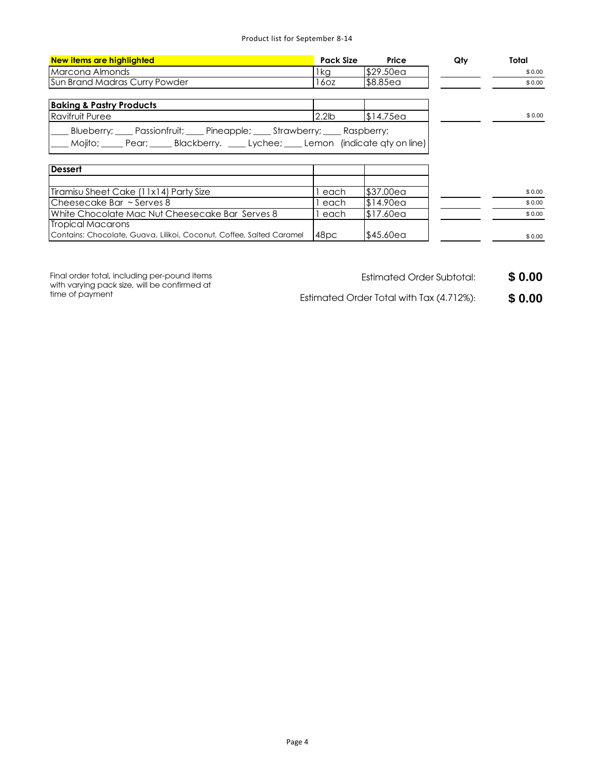Product list for September 8-14

| New items are highlighted | Pack Size | Price | Qty | Total |
|---|---|---|---|---|
| Marcona Almonds | 1kg | $29.50ea | | $ 0.00 |
| Sun Brand Madras Curry Powder | 16oz | $8.85ea | | $ 0.00 |
| **Baking & Pastry Products** | | | | |
| Ravifruit Puree | 2.2lb | $14.75ea | | $ 0.00 |
| ____ Blueberry; ____ Passionfruit; ____ Pineapple; ____ Strawberry; ____ Raspberry; ____ Mojito; _____ Pear; _____ Blackberry. ____ Lychee; ____ Lemon (indicate qty on line) | | | | |
| **Dessert** | | | | |
| Tiramisu Sheet Cake (11x14) Party Size | 1 each | $37.00ea | | $ 0.00 |
| Cheesecake Bar ~ Serves 8 | 1 each | $14.90ea | | $ 0.00 |
| White Chocolate Mac Nut Cheesecake Bar Serves 8 | 1 each | $17.60ea | | $ 0.00 |
| Tropical Macarons<br>Contains: Chocolate, Guava, Lilikoi, Coconut, Coffee, Salted Caramel | 48pc | $45.60ea | | $ 0.00 |

Final order total, including per-pound items with varying pack size, will be confirmed at time of payment

Estimated Order Subtotal: **$ 0.00**

Estimated Order Total with Tax (4.712%): **$ 0.00**